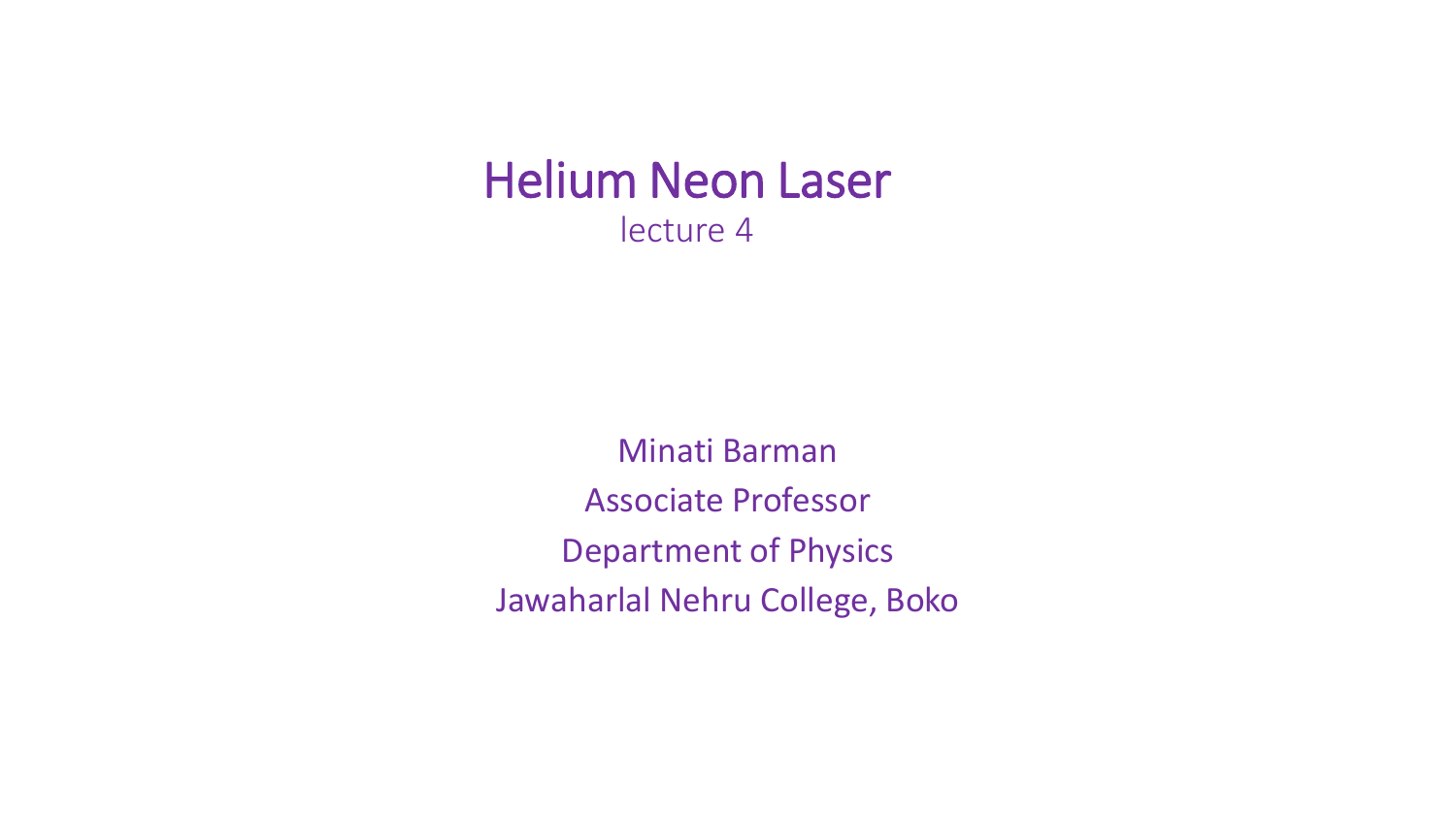# Helium Neon Laser

lecture 4

Minati Barman

Associate Professor

Department of Physics

Jawaharlal Nehru College, Boko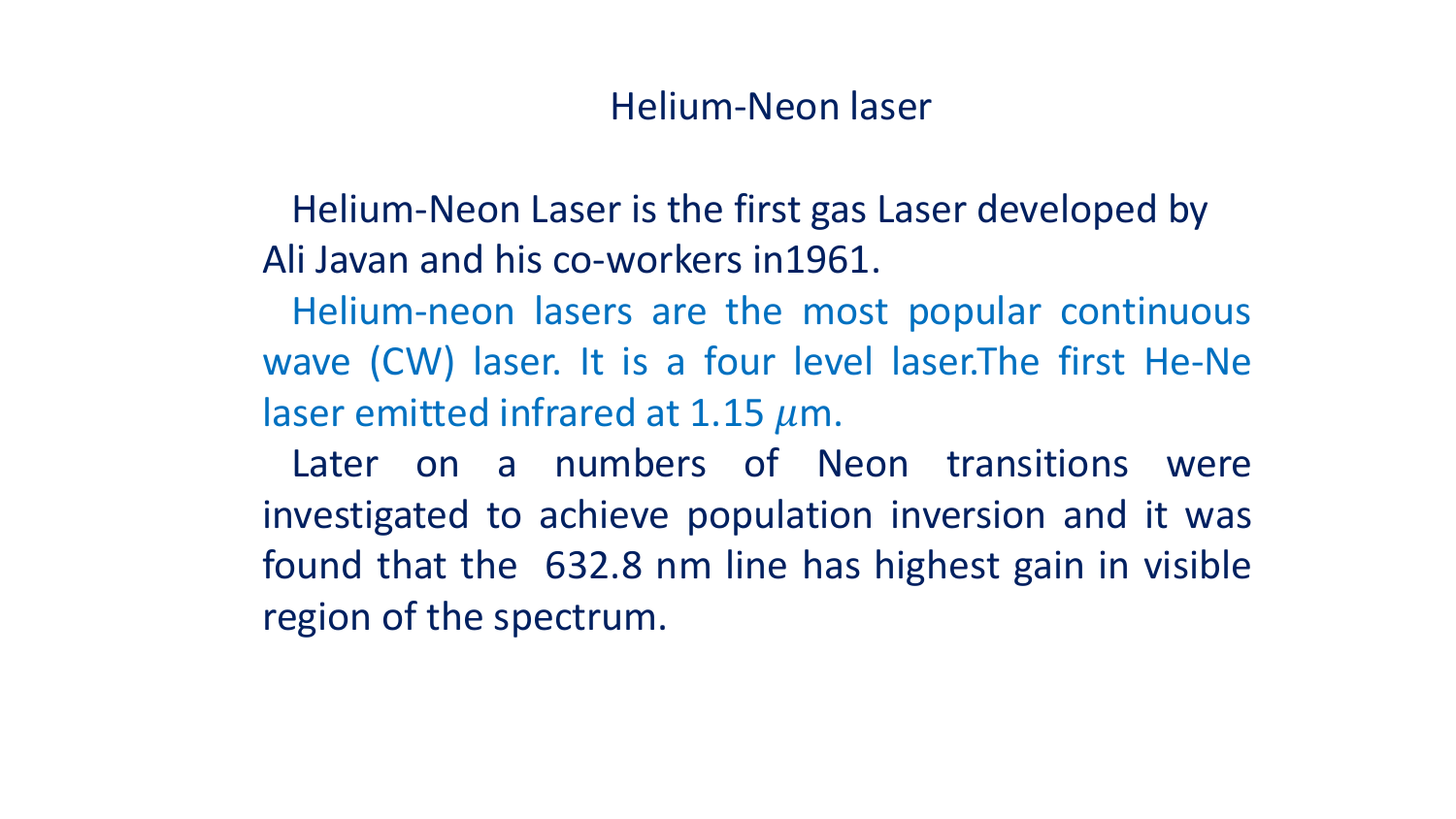# Helium-Neon laser

Helium-Neon Laser is the first gas Laser developed by Ali Javan and his co-workers in1961.

Helium-neon lasers are the most popular continuous wave (CW) laser. It is a four level laser.The first He-Ne laser emitted infrared at 1.15 $\mu$m.

Later on a numbers of Neon transitions were investigated to achieve population inversion and it was found that the 632.8 nm line has highest gain in visible region of the spectrum.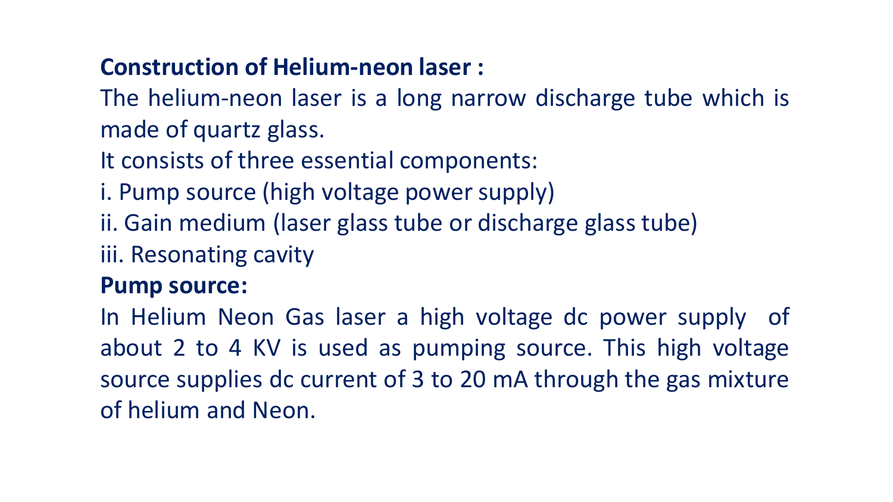**Construction of Helium-neon laser :**

The helium-neon laser is a long narrow discharge tube which is made of quartz glass.

It consists of three essential components:

i. Pump source (high voltage power supply)

ii. Gain medium (laser glass tube or discharge glass tube)

iii. Resonating cavity

**Pump source:**

In Helium Neon Gas laser a high voltage dc power supply of about 2 to 4 KV is used as pumping source. This high voltage source supplies dc current of 3 to 20 mA through the gas mixture of helium and Neon.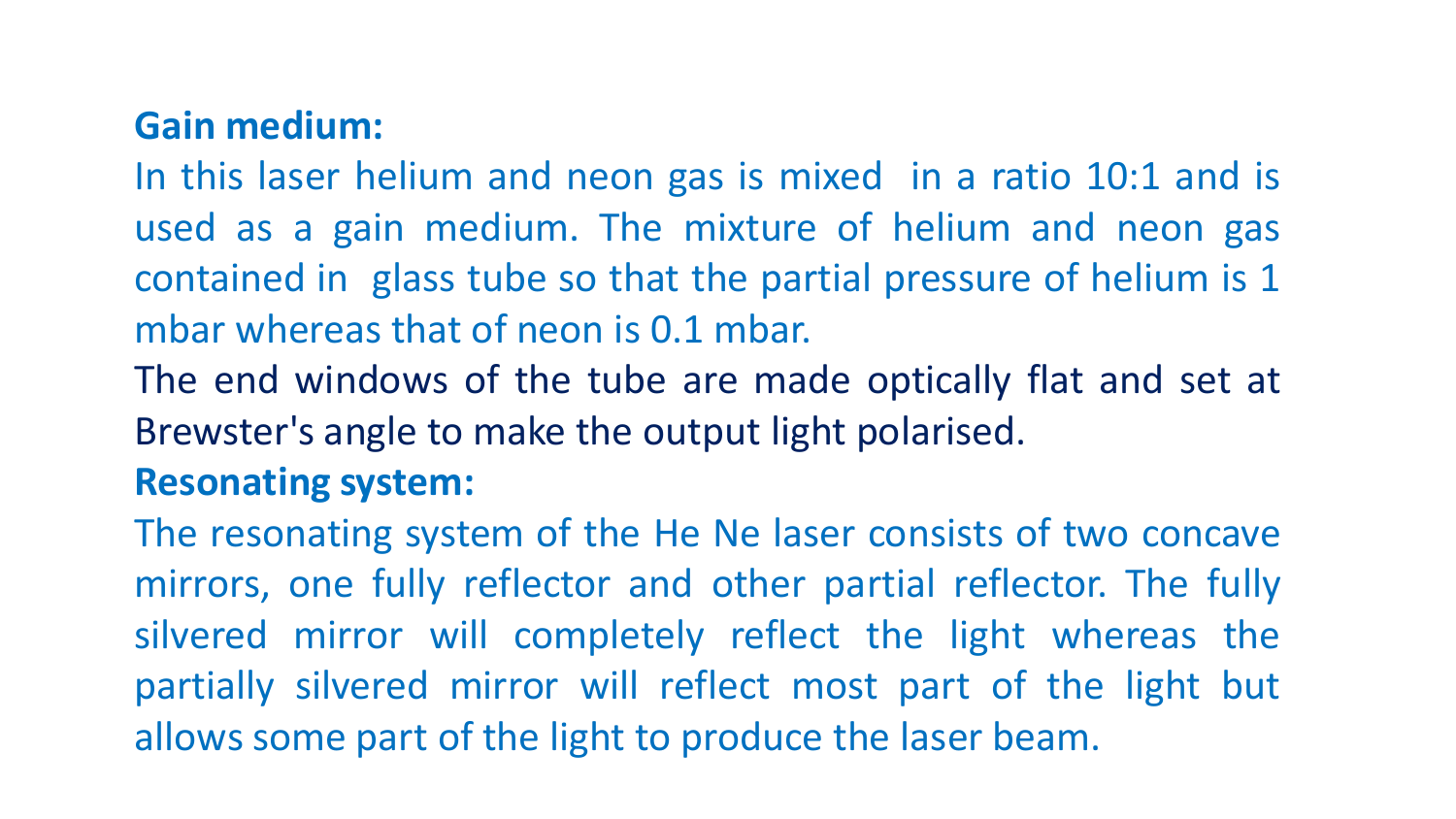**Gain medium:**

In this laser helium and neon gas is mixed in a ratio 10:1 and is used as a gain medium. The mixture of helium and neon gas contained in glass tube so that the partial pressure of helium is 1 mbar whereas that of neon is 0.1 mbar.

The end windows of the tube are made optically flat and set at Brewster's angle to make the output light polarised.

**Resonating system:**

The resonating system of the He Ne laser consists of two concave mirrors, one fully reflector and other partial reflector. The fully silvered mirror will completely reflect the light whereas the partially silvered mirror will reflect most part of the light but allows some part of the light to produce the laser beam.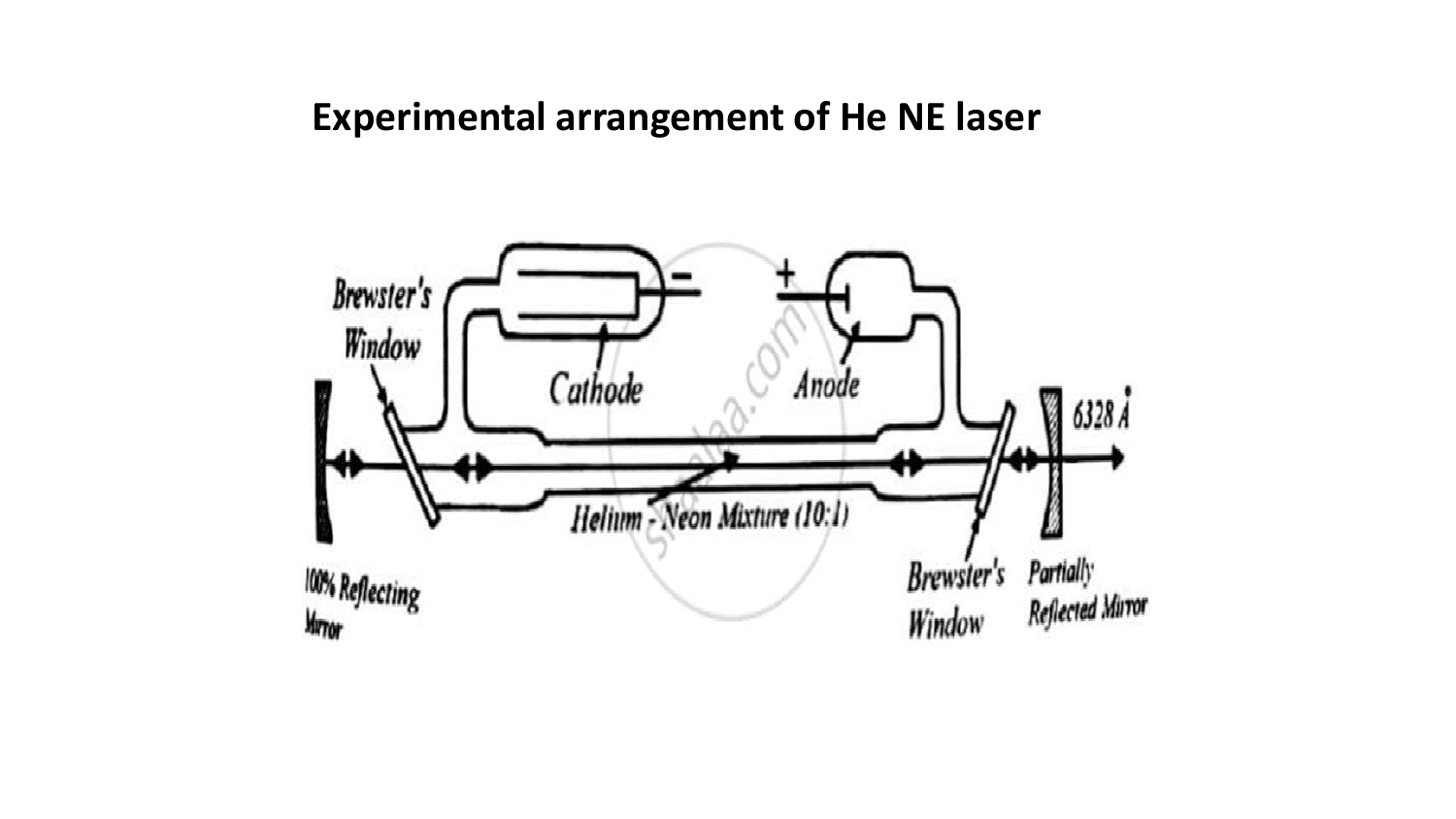## Experimental arrangement of He NE laser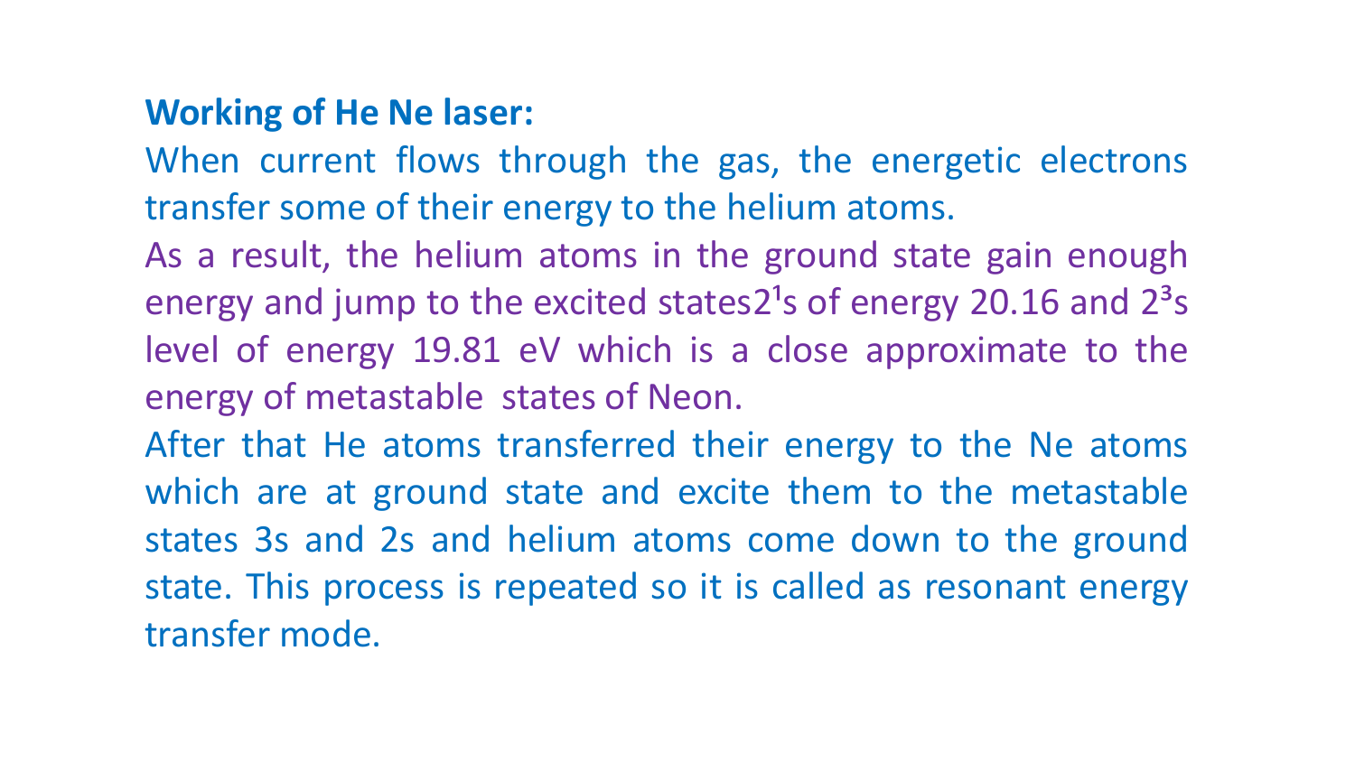**Working of He Ne laser:**

When current flows through the gas, the energetic electrons transfer some of their energy to the helium atoms.

As a result, the helium atoms in the ground state gain enough energy and jump to the excited states$2^1s$ of energy 20.16 and $2^3s$ level of energy 19.81 eV which is a close approximate to the energy of metastable  states of Neon.

After that He atoms transferred their energy to the Ne atoms which are at ground state and excite them to the metastable states 3s and 2s and helium atoms come down to the ground state. This process is repeated so it is called as resonant energy transfer mode.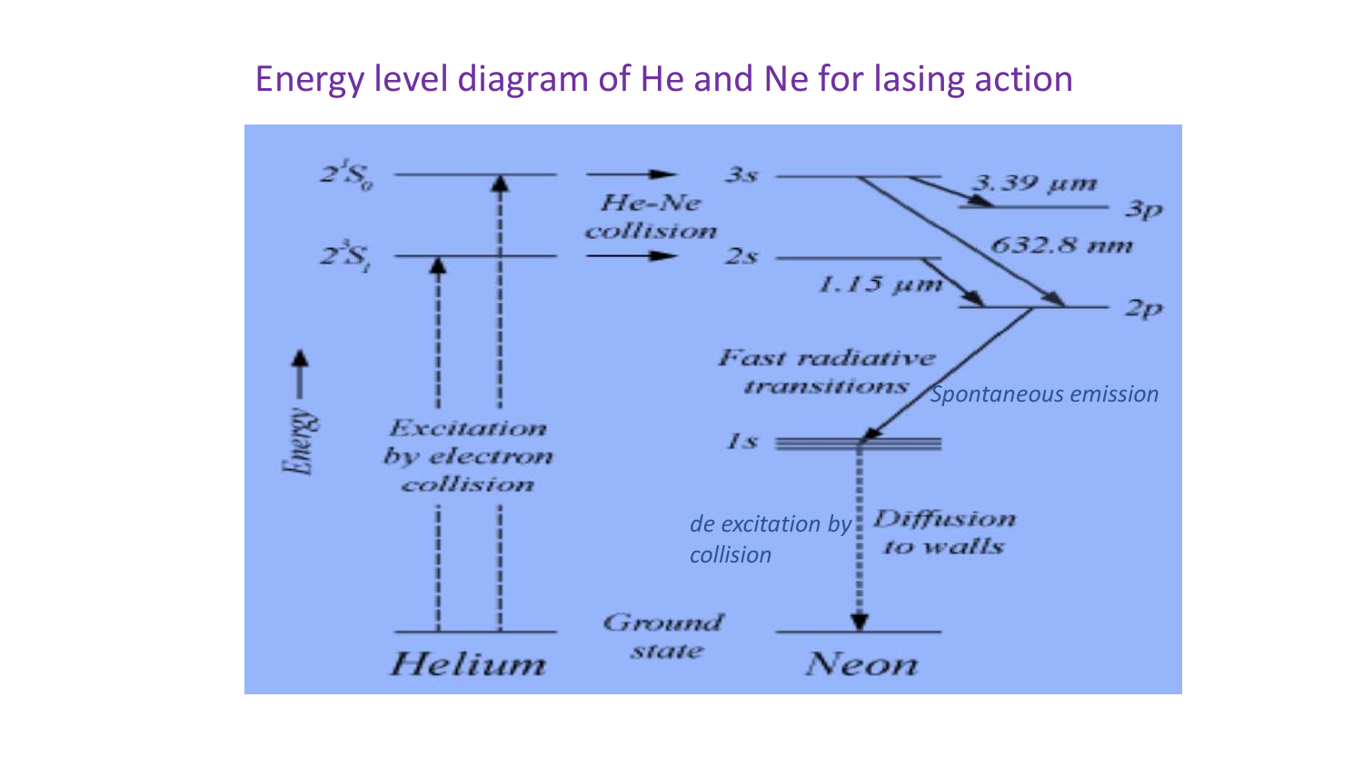# Energy level diagram of He and Ne for lasing action

$2^1S_0$

$2^3S_1$

He-Ne collision

3s

2s

3.39 μm

3p

632.8 nm

1.15 μm

2p

Energy

Excitation by electron collision

Fast radiative transitions

Spontaneous emission

1s

de excitation by collision

Diffusion to walls

Helium

Ground state

Neon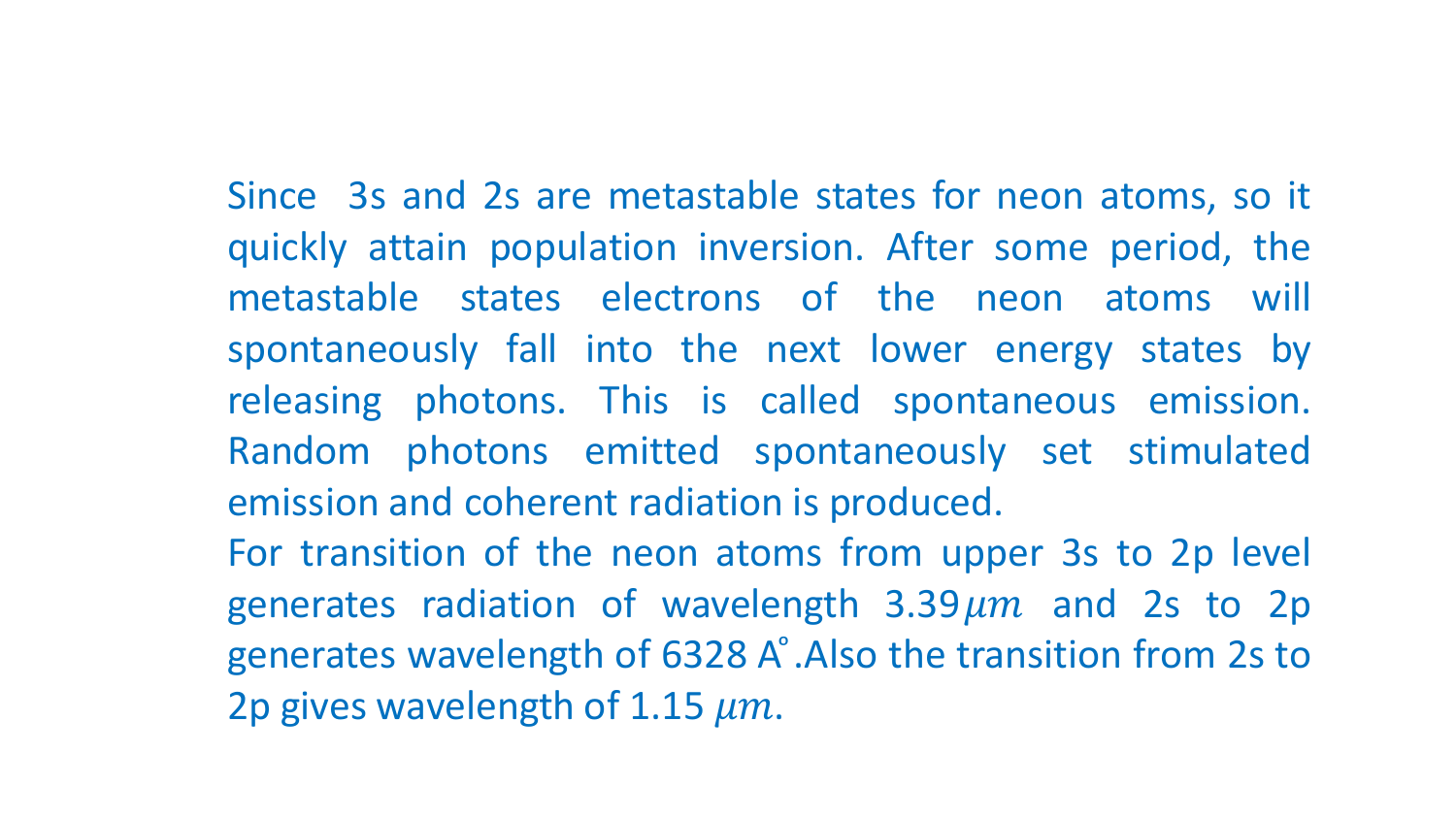Since  3s and 2s are metastable states for neon atoms, so it quickly attain population inversion. After some period, the metastable states electrons of the neon atoms will spontaneously fall into the next lower energy states by releasing photons. This is called spontaneous emission. Random photons emitted spontaneously set stimulated emission and coherent radiation is produced.

For transition of the neon atoms from upper 3s to 2p level generates radiation of wavelength 3.39$\mu m$ and 2s to 2p generates wavelength of 6328 A˚.Also the transition from 2s to 2p gives wavelength of 1.15 $\mu m$.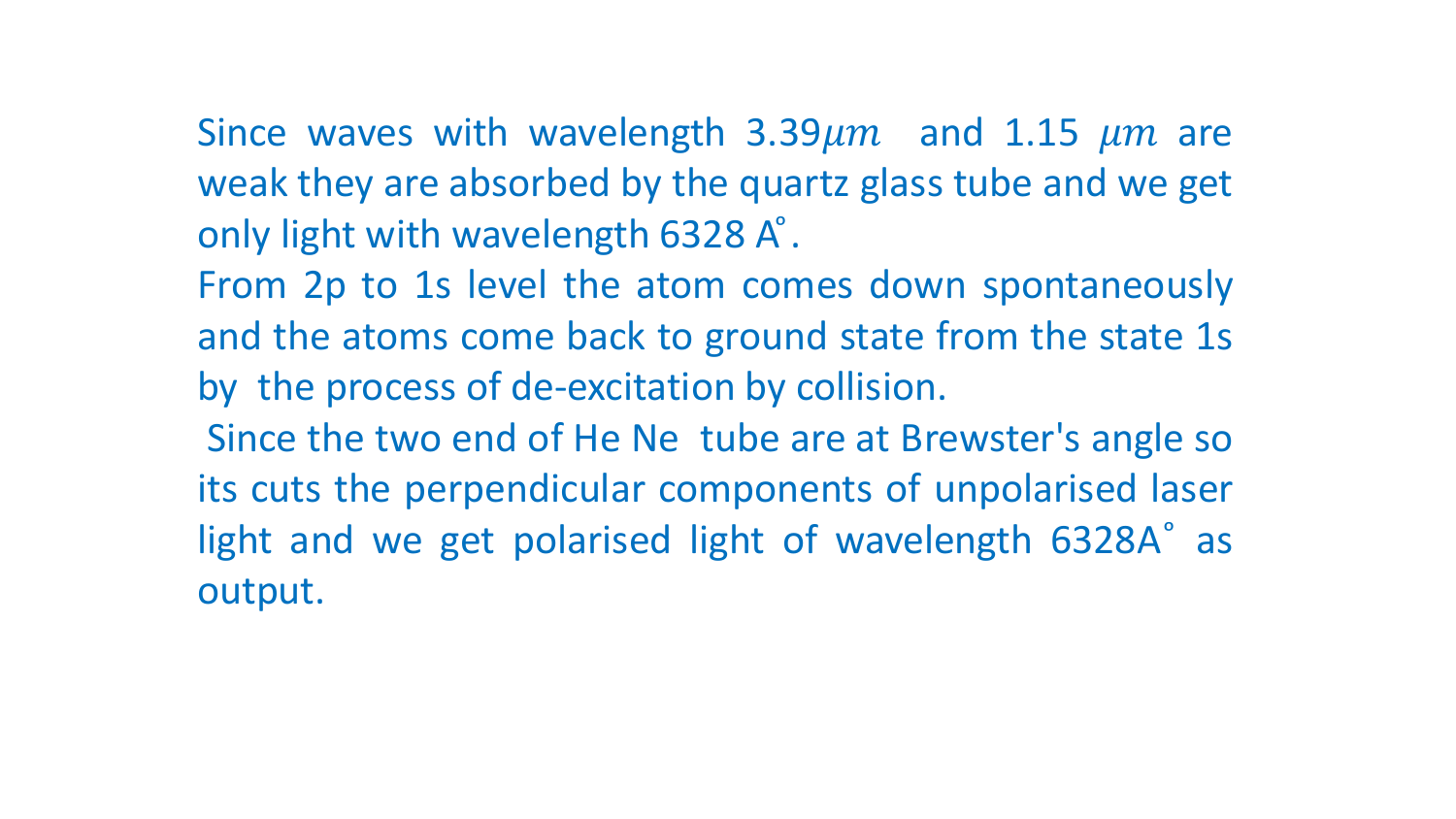Since waves with wavelength 3.39$\mu m$ and 1.15 $\mu m$ are weak they are absorbed by the quartz glass tube and we get only light with wavelength 6328 A˚.

From 2p to 1s level the atom comes down spontaneously and the atoms come back to ground state from the state 1s by the process of de-excitation by collision.

Since the two end of He Ne tube are at Brewster's angle so its cuts the perpendicular components of unpolarised laser light and we get polarised light of wavelength 6328A˚ as output.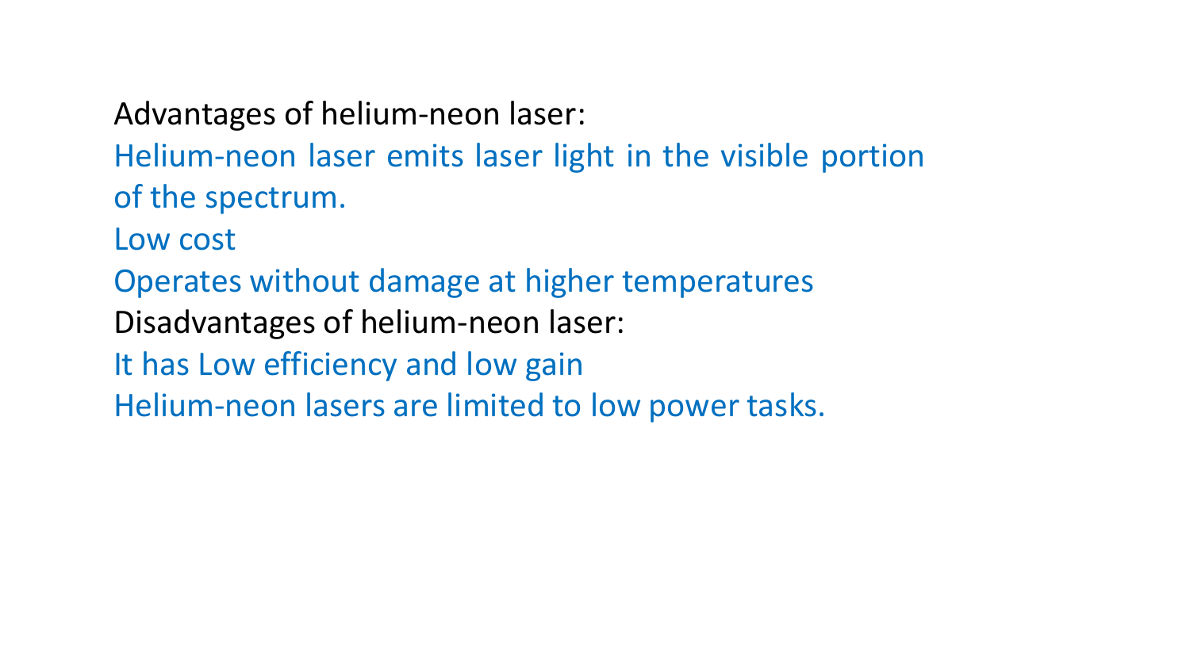Advantages of helium-neon laser:

Helium-neon laser emits laser light in the visible portion of the spectrum.

Low cost

Operates without damage at higher temperatures

Disadvantages of helium-neon laser:

It has Low efficiency and low gain

Helium-neon lasers are limited to low power tasks.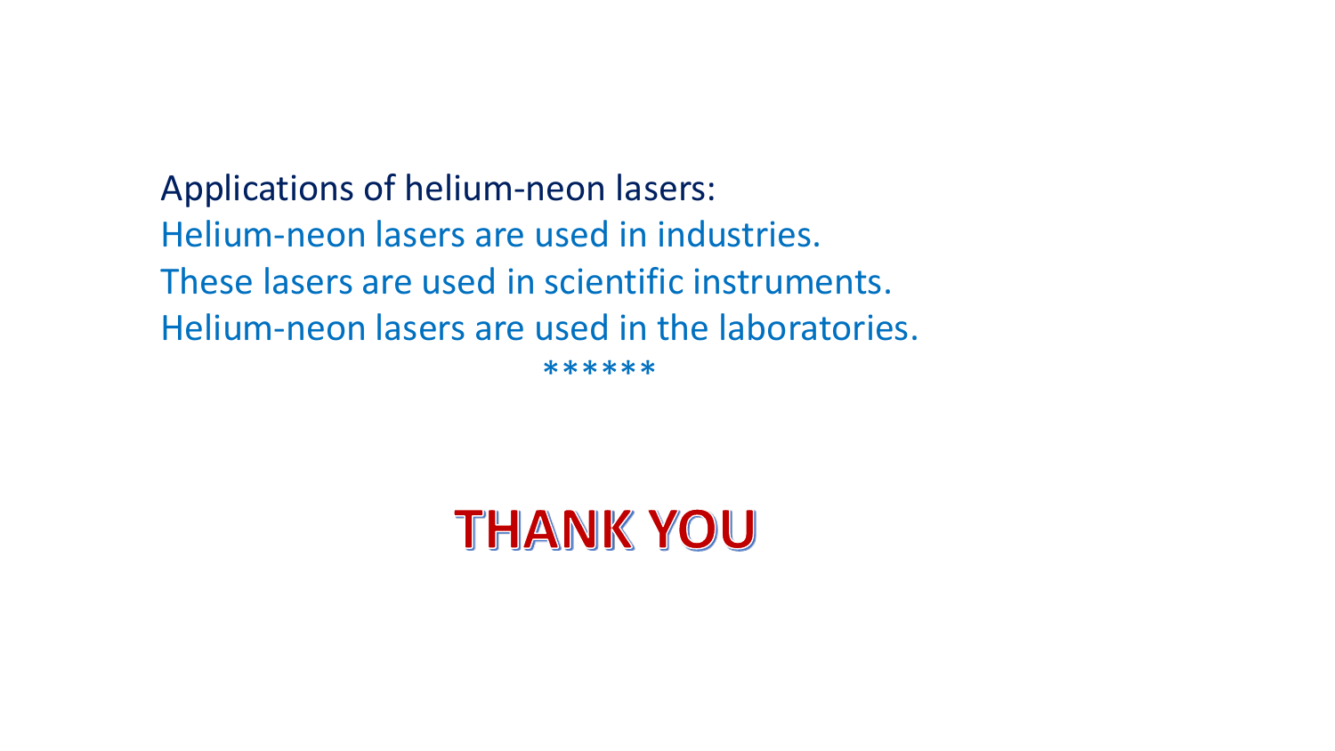Applications of helium-neon lasers:

Helium-neon lasers are used in industries.

These lasers are used in scientific instruments.

Helium-neon lasers are used in the laboratories.

******

# THANK YOU